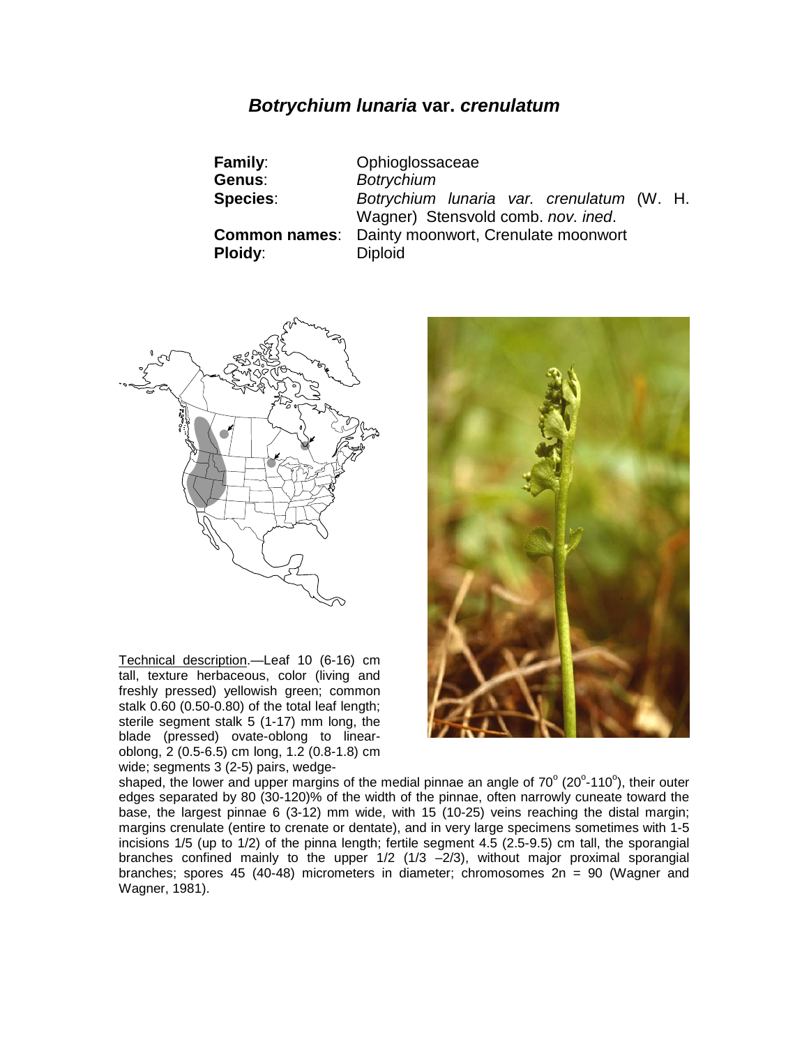# ***Botrychium lunaria* var. *crenulatum***

**Family**: Ophioglossaceae
**Genus**: *Botrychium*
**Species**: *Botrychium lunaria var. crenulatum* (W. H. Wagner) Stensvold comb. *nov. ined*.
**Common names**: Dainty moonwort, Crenulate moonwort
**Ploidy**: Diploid

Technical description.—Leaf 10 (6-16) cm tall, texture herbaceous, color (living and freshly pressed) yellowish green; common stalk 0.60 (0.50-0.80) of the total leaf length; sterile segment stalk 5 (1-17) mm long, the blade (pressed) ovate-oblong to linear-oblong, 2 (0.5-6.5) cm long, 1.2 (0.8-1.8) cm wide; segments 3 (2-5) pairs, wedge-shaped, the lower and upper margins of the medial pinnae an angle of 70$^{o}$ (20$^{o}$-110$^{o}$), their outer edges separated by 80 (30-120)% of the width of the pinnae, often narrowly cuneate toward the base, the largest pinnae 6 (3-12) mm wide, with 15 (10-25) veins reaching the distal margin; margins crenulate (entire to crenate or dentate), and in very large specimens sometimes with 1-5 incisions 1/5 (up to 1/2) of the pinna length; fertile segment 4.5 (2.5-9.5) cm tall, the sporangial branches confined mainly to the upper 1/2 (1/3 –2/3), without major proximal sporangial branches; spores 45 (40-48) micrometers in diameter; chromosomes 2n = 90 (Wagner and Wagner, 1981).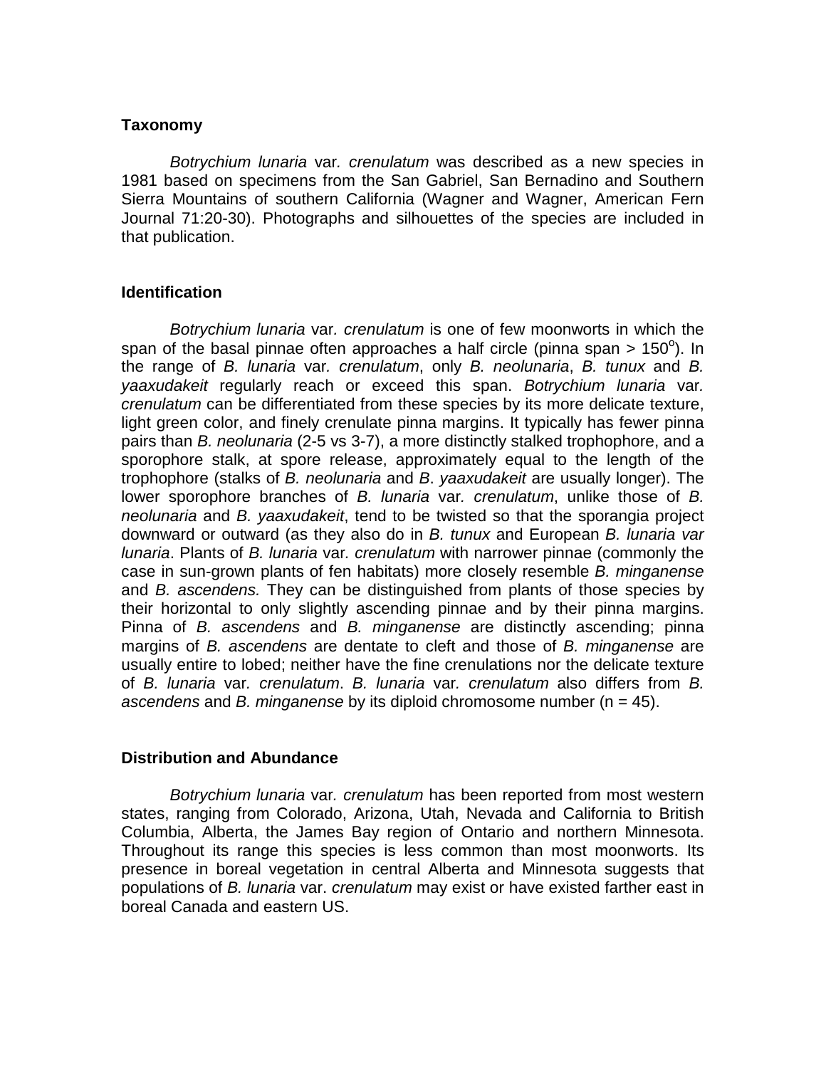## Taxonomy

*Botrychium lunaria* var. *crenulatum* was described as a new species in 1981 based on specimens from the San Gabriel, San Bernadino and Southern Sierra Mountains of southern California (Wagner and Wagner, American Fern Journal 71:20-30). Photographs and silhouettes of the species are included in that publication.

## Identification

*Botrychium lunaria* var. *crenulatum* is one of few moonworts in which the span of the basal pinnae often approaches a half circle (pinna span > 150$^o$). In the range of *B. lunaria* var. *crenulatum*, only *B. neolunaria*, *B. tunux* and *B. yaaxudakeit* regularly reach or exceed this span. *Botrychium lunaria* var. *crenulatum* can be differentiated from these species by its more delicate texture, light green color, and finely crenulate pinna margins. It typically has fewer pinna pairs than *B. neolunaria* (2-5 vs 3-7), a more distinctly stalked trophophore, and a sporophore stalk, at spore release, approximately equal to the length of the trophophore (stalks of *B. neolunaria* and *B*. *yaaxudakeit* are usually longer). The lower sporophore branches of *B. lunaria* var. *crenulatum*, unlike those of *B. neolunaria* and *B. yaaxudakeit*, tend to be twisted so that the sporangia project downward or outward (as they also do in *B. tunux* and European *B. lunaria var lunaria*. Plants of *B. lunaria* var. *crenulatum* with narrower pinnae (commonly the case in sun-grown plants of fen habitats) more closely resemble *B. minganense* and *B. ascendens.* They can be distinguished from plants of those species by their horizontal to only slightly ascending pinnae and by their pinna margins. Pinna of *B. ascendens* and *B. minganense* are distinctly ascending; pinna margins of *B. ascendens* are dentate to cleft and those of *B. minganense* are usually entire to lobed; neither have the fine crenulations nor the delicate texture of *B. lunaria* var. *crenulatum*. *B. lunaria* var. *crenulatum* also differs from *B. ascendens* and *B. minganense* by its diploid chromosome number (n = 45).

## Distribution and Abundance

*Botrychium lunaria* var. *crenulatum* has been reported from most western states, ranging from Colorado, Arizona, Utah, Nevada and California to British Columbia, Alberta, the James Bay region of Ontario and northern Minnesota. Throughout its range this species is less common than most moonworts. Its presence in boreal vegetation in central Alberta and Minnesota suggests that populations of *B. lunaria* var. *crenulatum* may exist or have existed farther east in boreal Canada and eastern US.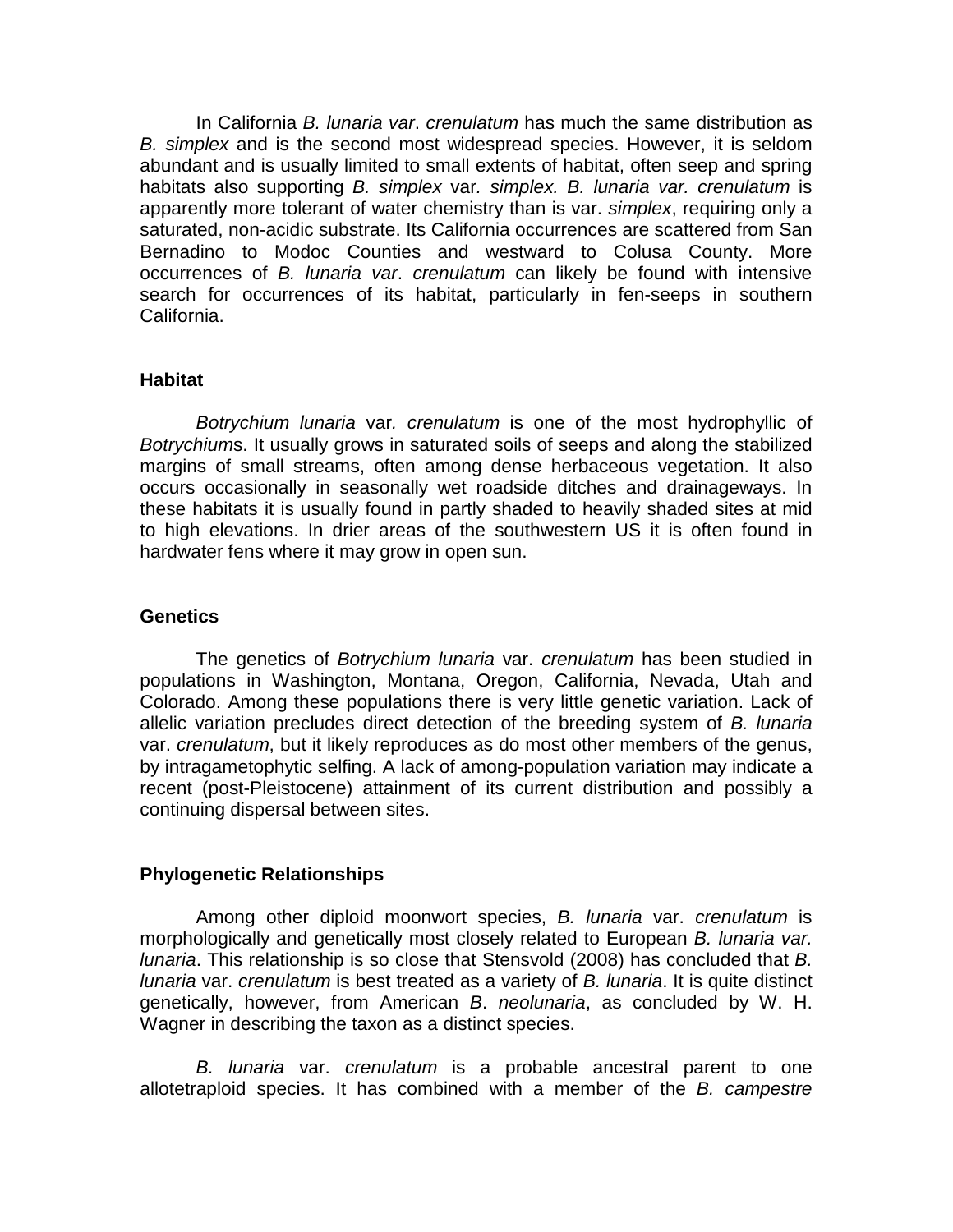In California *B. lunaria var*. *crenulatum* has much the same distribution as *B. simplex* and is the second most widespread species. However, it is seldom abundant and is usually limited to small extents of habitat, often seep and spring habitats also supporting *B. simplex* var*. simplex. B. lunaria var. crenulatum* is apparently more tolerant of water chemistry than is var. *simplex*, requiring only a saturated, non-acidic substrate. Its California occurrences are scattered from San Bernadino to Modoc Counties and westward to Colusa County. More occurrences of *B. lunaria var*. *crenulatum* can likely be found with intensive search for occurrences of its habitat, particularly in fen-seeps in southern California.

**Habitat**

*Botrychium lunaria* var*. crenulatum* is one of the most hydrophyllic of *Botrychium*s. It usually grows in saturated soils of seeps and along the stabilized margins of small streams, often among dense herbaceous vegetation. It also occurs occasionally in seasonally wet roadside ditches and drainageways. In these habitats it is usually found in partly shaded to heavily shaded sites at mid to high elevations. In drier areas of the southwestern US it is often found in hardwater fens where it may grow in open sun.

**Genetics**

The genetics of *Botrychium lunaria* var. *crenulatum* has been studied in populations in Washington, Montana, Oregon, California, Nevada, Utah and Colorado. Among these populations there is very little genetic variation. Lack of allelic variation precludes direct detection of the breeding system of *B. lunaria* var. *crenulatum*, but it likely reproduces as do most other members of the genus, by intragametophytic selfing. A lack of among-population variation may indicate a recent (post-Pleistocene) attainment of its current distribution and possibly a continuing dispersal between sites.

**Phylogenetic Relationships**

Among other diploid moonwort species, *B. lunaria* var. *crenulatum* is morphologically and genetically most closely related to European *B. lunaria var. lunaria*. This relationship is so close that Stensvold (2008) has concluded that *B. lunaria* var. *crenulatum* is best treated as a variety of *B. lunaria*. It is quite distinct genetically, however, from American *B*. *neolunaria*, as concluded by W. H. Wagner in describing the taxon as a distinct species.

*B. lunaria* var. *crenulatum* is a probable ancestral parent to one allotetraploid species. It has combined with a member of the *B. campestre*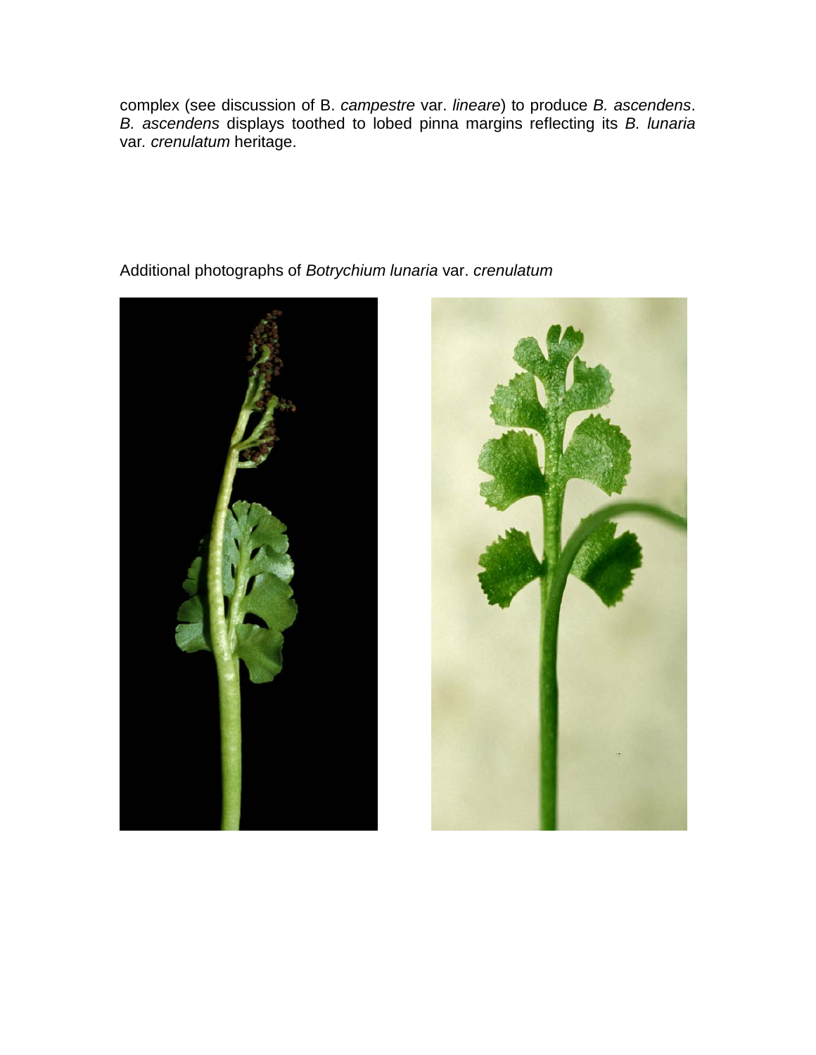complex (see discussion of B. *campestre* var. *lineare*) to produce *B. ascendens*. *B. ascendens* displays toothed to lobed pinna margins reflecting its *B. lunaria* var*. crenulatum* heritage.

Additional photographs of *Botrychium lunaria* var. *crenulatum*